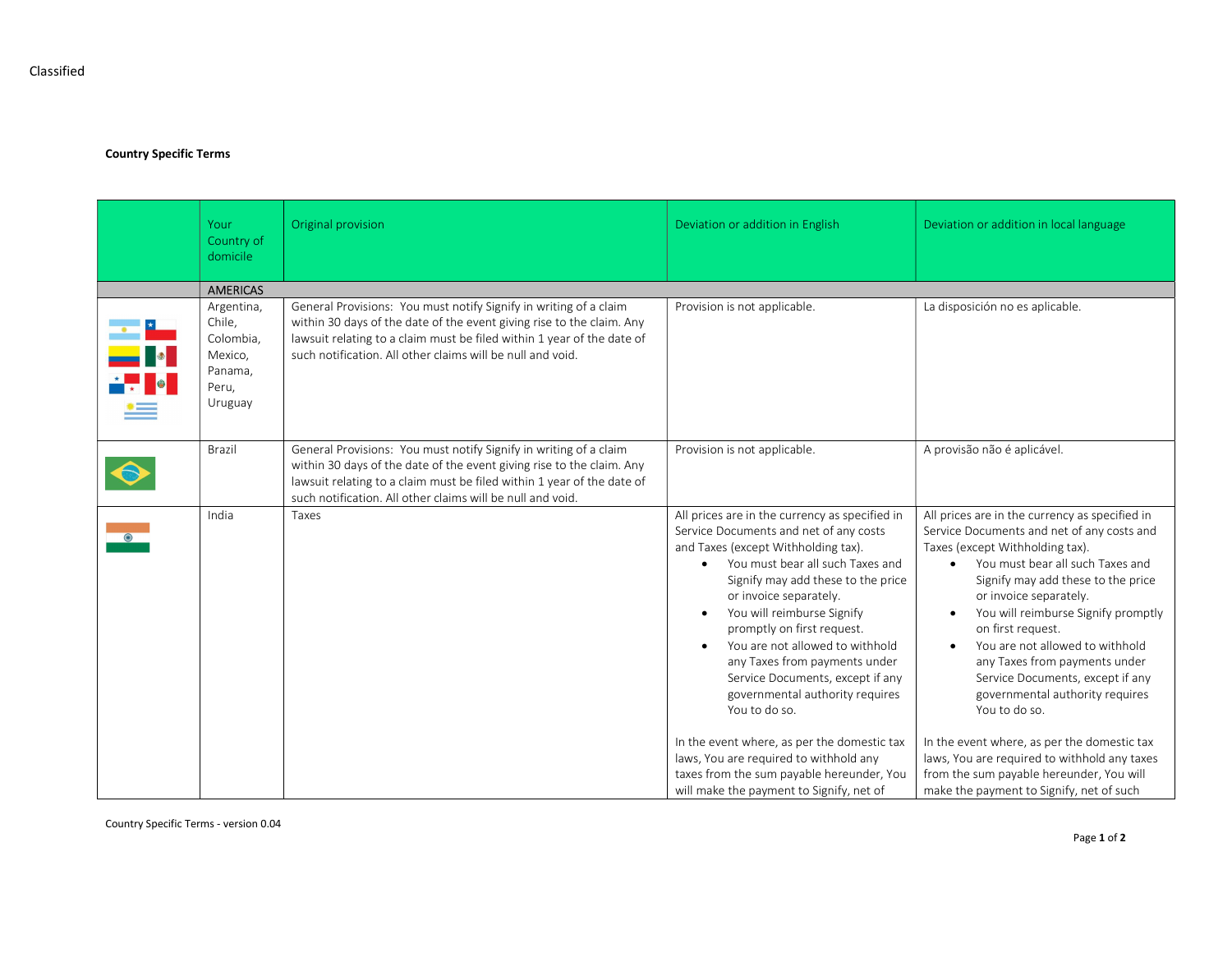Classified

**Country Specific Terms**

| | Your Country of domicile | Original provision | Deviation or addition in English | Deviation or addition in local language |
|---|---|---|---|---|
| | AMERICAS | | | |
| | Argentina, Chile, Colombia, Mexico, Panama, Peru, Uruguay | General Provisions: You must notify Signify in writing of a claim within 30 days of the date of the event giving rise to the claim. Any lawsuit relating to a claim must be filed within 1 year of the date of such notification. All other claims will be null and void. | Provision is not applicable. | La disposición no es aplicable. |
| | Brazil | General Provisions: You must notify Signify in writing of a claim within 30 days of the date of the event giving rise to the claim. Any lawsuit relating to a claim must be filed within 1 year of the date of such notification. All other claims will be null and void. | Provision is not applicable. | A provisão não é aplicável. |
| | India | Taxes | All prices are in the currency as specified in Service Documents and net of any costs and Taxes (except Withholding tax).<br>• You must bear all such Taxes and Signify may add these to the price or invoice separately.<br>• You will reimburse Signify promptly on first request.<br>• You are not allowed to withhold any Taxes from payments under Service Documents, except if any governmental authority requires You to do so.<br><br>In the event where, as per the domestic tax laws, You are required to withhold any taxes from the sum payable hereunder, You will make the payment to Signify, net of | All prices are in the currency as specified in Service Documents and net of any costs and Taxes (except Withholding tax).<br>• You must bear all such Taxes and Signify may add these to the price or invoice separately.<br>• You will reimburse Signify promptly on first request.<br>• You are not allowed to withhold any Taxes from payments under Service Documents, except if any governmental authority requires You to do so.<br><br>In the event where, as per the domestic tax laws, You are required to withhold any taxes from the sum payable hereunder, You will make the payment to Signify, net of such |

Country Specific Terms - version 0.04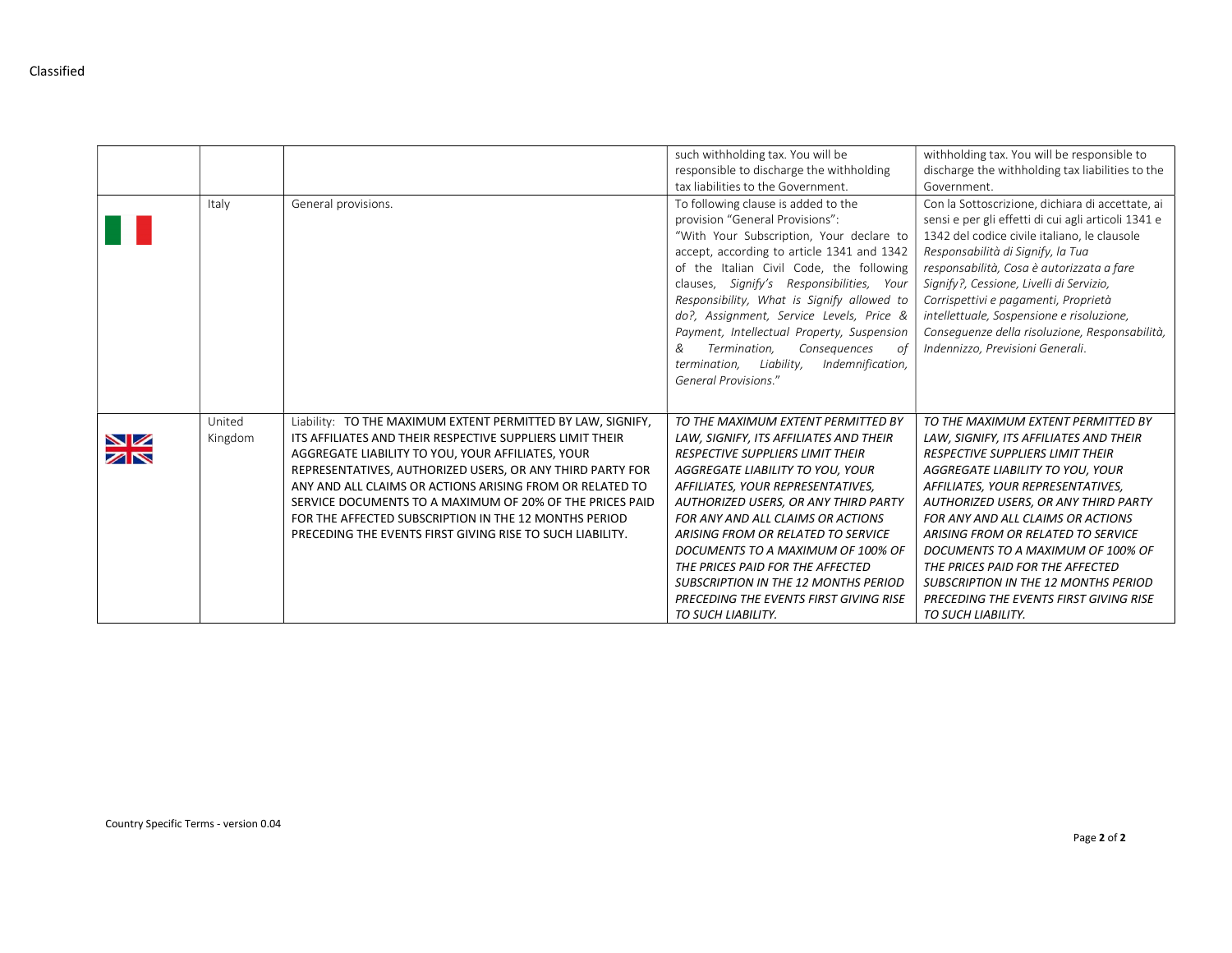Classified

| | | | | |
|---|---|---|---|---|
| | | | such withholding tax. You will be responsible to discharge the withholding tax liabilities to the Government. | withholding tax. You will be responsible to discharge the withholding tax liabilities to the Government. |
| | Italy | General provisions. | To following clause is added to the provision "General Provisions": "With Your Subscription, Your declare to accept, according to article 1341 and 1342 of the Italian Civil Code, the following clauses, *Signify's Responsibilities, Your Responsibility, What is Signify allowed to do?, Assignment, Service Levels, Price & Payment, Intellectual Property, Suspension & Termination, Consequences of termination, Liability, Indemnification, General Provisions*." | Con la Sottoscrizione, dichiara di accettate, ai sensi e per gli effetti di cui agli articoli 1341 e 1342 del codice civile italiano, le clausole *Responsabilità di Signify, la Tua responsabilità, Cosa è autorizzata a fare Signify?, Cessione, Livelli di Servizio, Corrispettivi e pagamenti, Proprietà intellettuale, Sospensione e risoluzione, Conseguenze della risoluzione, Responsabilità, Indennizzo, Previsioni Generali*. |
| | United Kingdom | Liability: TO THE MAXIMUM EXTENT PERMITTED BY LAW, SIGNIFY, ITS AFFILIATES AND THEIR RESPECTIVE SUPPLIERS LIMIT THEIR AGGREGATE LIABILITY TO YOU, YOUR AFFILIATES, YOUR REPRESENTATIVES, AUTHORIZED USERS, OR ANY THIRD PARTY FOR ANY AND ALL CLAIMS OR ACTIONS ARISING FROM OR RELATED TO SERVICE DOCUMENTS TO A MAXIMUM OF 20% OF THE PRICES PAID FOR THE AFFECTED SUBSCRIPTION IN THE 12 MONTHS PERIOD PRECEDING THE EVENTS FIRST GIVING RISE TO SUCH LIABILITY. | *TO THE MAXIMUM EXTENT PERMITTED BY LAW, SIGNIFY, ITS AFFILIATES AND THEIR RESPECTIVE SUPPLIERS LIMIT THEIR AGGREGATE LIABILITY TO YOU, YOUR AFFILIATES, YOUR REPRESENTATIVES, AUTHORIZED USERS, OR ANY THIRD PARTY FOR ANY AND ALL CLAIMS OR ACTIONS ARISING FROM OR RELATED TO SERVICE DOCUMENTS TO A MAXIMUM OF 100% OF THE PRICES PAID FOR THE AFFECTED SUBSCRIPTION IN THE 12 MONTHS PERIOD PRECEDING THE EVENTS FIRST GIVING RISE TO SUCH LIABILITY.* | *TO THE MAXIMUM EXTENT PERMITTED BY LAW, SIGNIFY, ITS AFFILIATES AND THEIR RESPECTIVE SUPPLIERS LIMIT THEIR AGGREGATE LIABILITY TO YOU, YOUR AFFILIATES, YOUR REPRESENTATIVES, AUTHORIZED USERS, OR ANY THIRD PARTY FOR ANY AND ALL CLAIMS OR ACTIONS ARISING FROM OR RELATED TO SERVICE DOCUMENTS TO A MAXIMUM OF 100% OF THE PRICES PAID FOR THE AFFECTED SUBSCRIPTION IN THE 12 MONTHS PERIOD PRECEDING THE EVENTS FIRST GIVING RISE TO SUCH LIABILITY.* |

Country Specific Terms - version 0.04